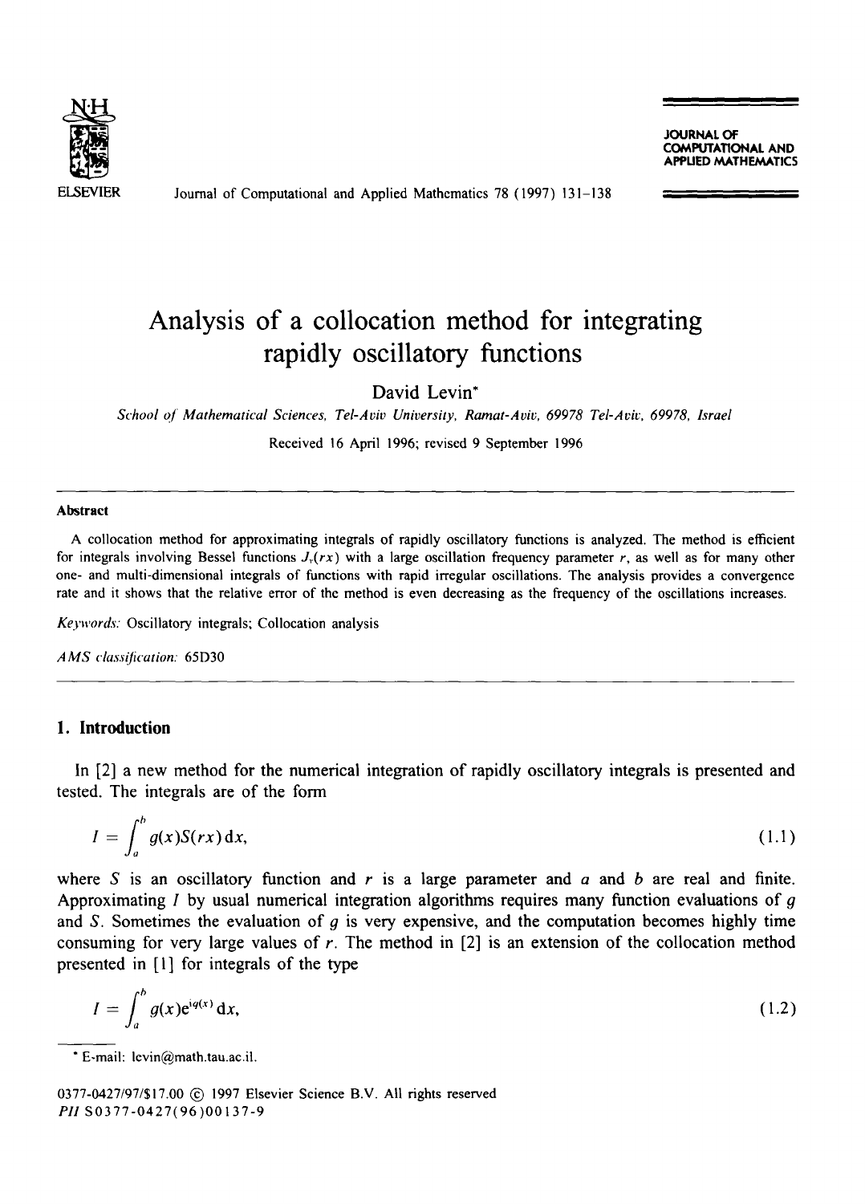# Analysis of a collocation method for integrating rapidly oscillatory functions

David Levin*

*School of Mathematical Sciences, Tel-Aviv University, Ramat-Aviv, 69978 Tel-Aviv, 69978, Israel*

Received 16 April 1996; revised 9 September 1996

---

**Abstract**

A collocation method for approximating integrals of rapidly oscillatory functions is analyzed. The method is efficient for integrals involving Bessel functions $J_v(rx)$ with a large oscillation frequency parameter $r$, as well as for many other one- and multi-dimensional integrals of functions with rapid irregular oscillations. The analysis provides a convergence rate and it shows that the relative error of the method is even decreasing as the frequency of the oscillations increases.

*Keywords:* Oscillatory integrals; Collocation analysis

*AMS classification:* 65D30

---

## 1. Introduction

In [2] a new method for the numerical integration of rapidly oscillatory integrals is presented and tested. The integrals are of the form

$$I = \int_a^b g(x)S(rx)\,\mathrm{d}x, \tag{1.1}$$

where $S$ is an oscillatory function and $r$ is a large parameter and $a$ and $b$ are real and finite. Approximating $I$ by usual numerical integration algorithms requires many function evaluations of $g$ and $S$. Sometimes the evaluation of $g$ is very expensive, and the computation becomes highly time consuming for very large values of $r$. The method in [2] is an extension of the collocation method presented in [1] for integrals of the type

$$I = \int_a^b g(x)\mathrm{e}^{\mathrm{i}q(x)}\,\mathrm{d}x, \tag{1.2}$$

* E-mail: levin@math.tau.ac.il.

0377-0427/97/$17.00 © 1997 Elsevier Science B.V. All rights reserved
*PII* S0377-0427(96)00137-9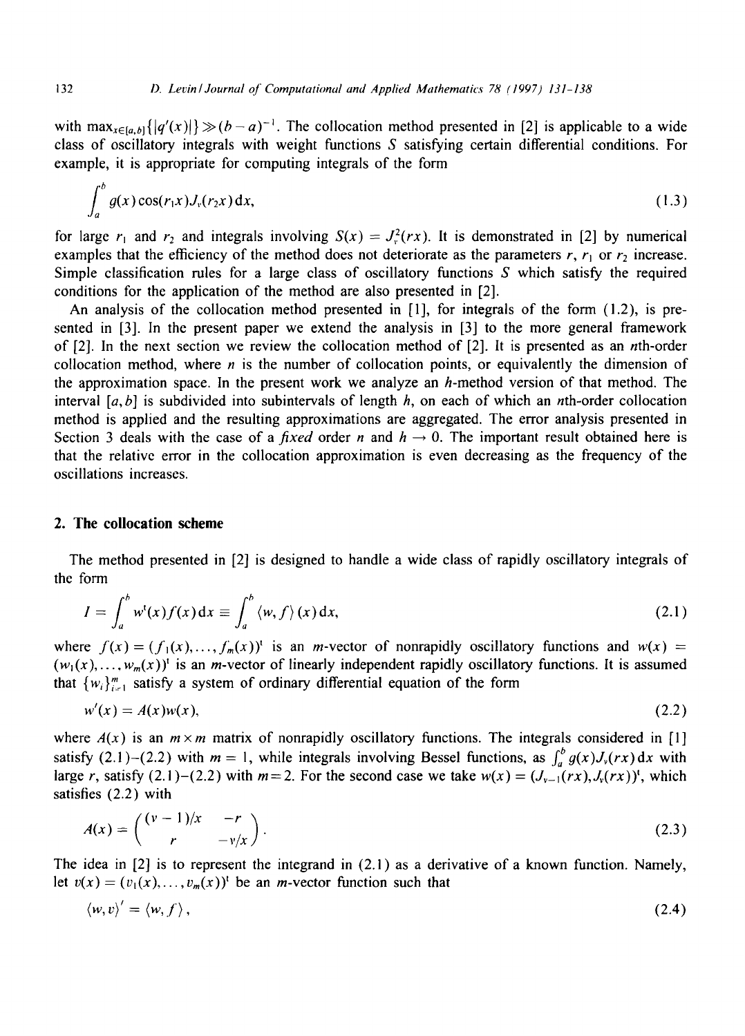with $\max_{x\in[a,b]}\{|q'(x)|\} \gg (b-a)^{-1}$. The collocation method presented in [2] is applicable to a wide class of oscillatory integrals with weight functions $S$ satisfying certain differential conditions. For example, it is appropriate for computing integrals of the form

$$\int_a^b g(x)\cos(r_1 x)J_\nu(r_2 x)\,\mathrm{d}x, \tag{1.3}$$

for large $r_1$ and $r_2$ and integrals involving $S(x) = J_\nu^2(rx)$. It is demonstrated in [2] by numerical examples that the efficiency of the method does not deteriorate as the parameters $r$, $r_1$ or $r_2$ increase. Simple classification rules for a large class of oscillatory functions $S$ which satisfy the required conditions for the application of the method are also presented in [2].

An analysis of the collocation method presented in [1], for integrals of the form (1.2), is presented in [3]. In the present paper we extend the analysis in [3] to the more general framework of [2]. In the next section we review the collocation method of [2]. It is presented as an $n$th-order collocation method, where $n$ is the number of collocation points, or equivalently the dimension of the approximation space. In the present work we analyze an $h$-method version of that method. The interval $[a,b]$ is subdivided into subintervals of length $h$, on each of which an $n$th-order collocation method is applied and the resulting approximations are aggregated. The error analysis presented in Section 3 deals with the case of a *fixed* order $n$ and $h \to 0$. The important result obtained here is that the relative error in the collocation approximation is even decreasing as the frequency of the oscillations increases.

## 2. The collocation scheme

The method presented in [2] is designed to handle a wide class of rapidly oscillatory integrals of the form

$$I = \int_a^b w^{\mathrm{t}}(x)f(x)\,\mathrm{d}x \equiv \int_a^b \langle w, f\rangle(x)\,\mathrm{d}x, \tag{2.1}$$

where $f(x) = (f_1(x),\ldots,f_m(x))^{\mathrm{t}}$ is an $m$-vector of nonrapidly oscillatory functions and $w(x) = (w_1(x),\ldots,w_m(x))^{\mathrm{t}}$ is an $m$-vector of linearly independent rapidly oscillatory functions. It is assumed that $\{w_i\}_{i=1}^m$ satisfy a system of ordinary differential equation of the form

$$w'(x) = A(x)w(x), \tag{2.2}$$

where $A(x)$ is an $m\times m$ matrix of nonrapidly oscillatory functions. The integrals considered in [1] satisfy (2.1)–(2.2) with $m = 1$, while integrals involving Bessel functions, as $\int_a^b g(x)J_\nu(rx)\,\mathrm{d}x$ with large $r$, satisfy (2.1)–(2.2) with $m=2$. For the second case we take $w(x) = (J_{\nu-1}(rx), J_\nu(rx))^{\mathrm{t}}$, which satisfies (2.2) with

$$A(x) = \begin{pmatrix} (\nu-1)/x & -r \\ r & -\nu/x \end{pmatrix}. \tag{2.3}$$

The idea in [2] is to represent the integrand in (2.1) as a derivative of a known function. Namely, let $v(x) = (v_1(x),\ldots,v_m(x))^{\mathrm{t}}$ be an $m$-vector function such that

$$\langle w, v\rangle' = \langle w, f\rangle, \tag{2.4}$$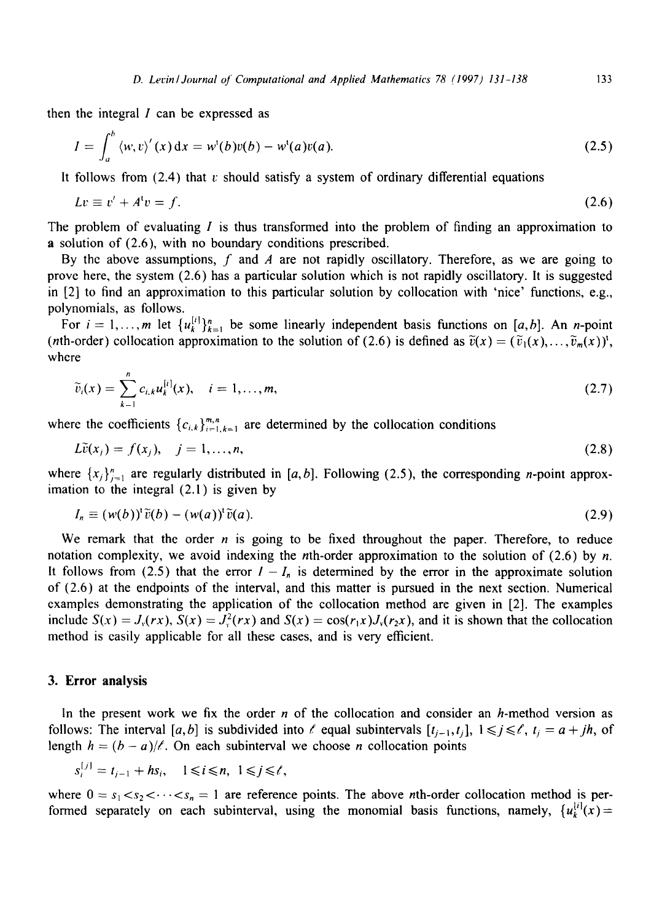then the integral $I$ can be expressed as

$$I = \int_a^b \langle w, v \rangle'(x)\,\mathrm{d}x = w^{\mathrm{t}}(b)v(b) - w^{\mathrm{t}}(a)v(a). \tag{2.5}$$

It follows from (2.4) that $v$ should satisfy a system of ordinary differential equations

$$Lv \equiv v' + A^{\mathrm{t}}v = f. \tag{2.6}$$

The problem of evaluating $I$ is thus transformed into the problem of finding an approximation to a solution of (2.6), with no boundary conditions prescribed.

By the above assumptions, $f$ and $A$ are not rapidly oscillatory. Therefore, as we are going to prove here, the system (2.6) has a particular solution which is not rapidly oscillatory. It is suggested in [2] to find an approximation to this particular solution by collocation with 'nice' functions, e.g., polynomials, as follows.

For $i = 1, \ldots, m$ let $\{u_k^{[i]}\}_{k=1}^n$ be some linearly independent basis functions on $[a, b]$. An $n$-point ($n$th-order) collocation approximation to the solution of (2.6) is defined as $\tilde{v}(x) = (\tilde{v}_1(x), \ldots, \tilde{v}_m(x))^{\mathrm{t}}$, where

$$\tilde{v}_i(x) = \sum_{k=1}^n c_{i,k} u_k^{[i]}(x), \quad i = 1, \ldots, m, \tag{2.7}$$

where the coefficients $\{c_{i,k}\}_{i=1,k=1}^{m,n}$ are determined by the collocation conditions

$$L\tilde{v}(x_j) = f(x_j), \quad j = 1, \ldots, n, \tag{2.8}$$

where $\{x_j\}_{j=1}^n$ are regularly distributed in $[a, b]$. Following (2.5), the corresponding $n$-point approximation to the integral (2.1) is given by

$$I_n \equiv (w(b))^{\mathrm{t}}\tilde{v}(b) - (w(a))^{\mathrm{t}}\tilde{v}(a). \tag{2.9}$$

We remark that the order $n$ is going to be fixed throughout the paper. Therefore, to reduce notation complexity, we avoid indexing the $n$th-order approximation to the solution of (2.6) by $n$. It follows from (2.5) that the error $I - I_n$ is determined by the error in the approximate solution of (2.6) at the endpoints of the interval, and this matter is pursued in the next section. Numerical examples demonstrating the application of the collocation method are given in [2]. The examples include $S(x) = J_\nu(rx)$, $S(x) = J_\nu^2(rx)$ and $S(x) = \cos(r_1 x)J_\nu(r_2 x)$, and it is shown that the collocation method is easily applicable for all these cases, and is very efficient.

## 3. Error analysis

In the present work we fix the order $n$ of the collocation and consider an $h$-method version as follows: The interval $[a, b]$ is subdivided into $\ell$ equal subintervals $[t_{j-1}, t_j]$, $1 \leqslant j \leqslant \ell$, $t_j = a + jh$, of length $h = (b-a)/\ell$. On each subinterval we choose $n$ collocation points

$$s_i^{[j]} = t_{j-1} + hs_i, \quad 1 \leqslant i \leqslant n, \quad 1 \leqslant j \leqslant \ell,$$

where $0 = s_1 < s_2 < \cdots < s_n = 1$ are reference points. The above $n$th-order collocation method is performed separately on each subinterval, using the monomial basis functions, namely, $\{u_k^{[i]}(x) =$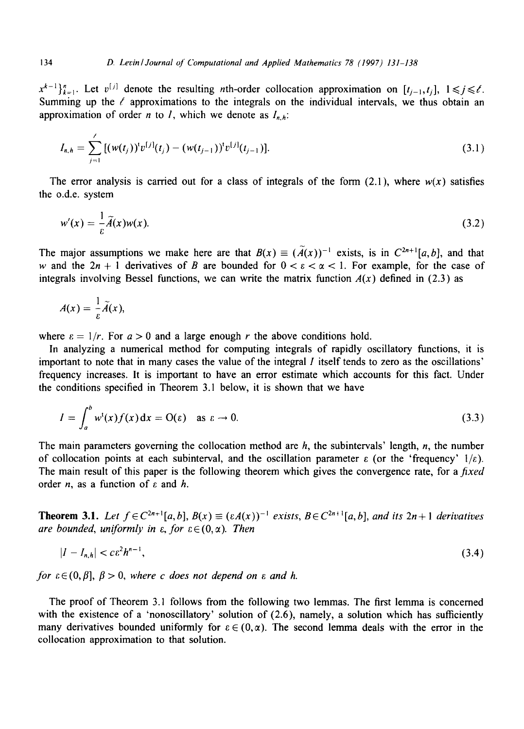$x^{k-1}\}_{k=1}^{n}$. Let $v^{[j]}$ denote the resulting $n$th-order collocation approximation on $[t_{j-1}, t_j]$, $1 \leqslant j \leqslant \ell$. Summing up the $\ell$ approximations to the integrals on the individual intervals, we thus obtain an approximation of order $n$ to $I$, which we denote as $I_{n,h}$:

$$I_{n,h} = \sum_{j=1}^{\ell} [(w(t_j))^{\mathrm{t}} v^{[j]}(t_j) - (w(t_{j-1}))^{\mathrm{t}} v^{[j]}(t_{j-1})]. \tag{3.1}$$

The error analysis is carried out for a class of integrals of the form (2.1), where $w(x)$ satisfies the o.d.e. system

$$w'(x) = \frac{1}{\varepsilon}\tilde{A}(x)w(x). \tag{3.2}$$

The major assumptions we make here are that $B(x) \equiv (\tilde{A}(x))^{-1}$ exists, is in $C^{2n+1}[a,b]$, and that $w$ and the $2n+1$ derivatives of $B$ are bounded for $0 < \varepsilon < \alpha < 1$. For example, for the case of integrals involving Bessel functions, we can write the matrix function $A(x)$ defined in (2.3) as

$$A(x) = \frac{1}{\varepsilon}\tilde{A}(x),$$

where $\varepsilon = 1/r$. For $a > 0$ and a large enough $r$ the above conditions hold.

In analyzing a numerical method for computing integrals of rapidly oscillatory functions, it is important to note that in many cases the value of the integral $I$ itself tends to zero as the oscillations' frequency increases. It is important to have an error estimate which accounts for this fact. Under the conditions specified in Theorem 3.1 below, it is shown that we have

$$I = \int_a^b w^{\mathrm{t}}(x) f(x)\,\mathrm{d}x = \mathrm{O}(\varepsilon) \quad \text{as } \varepsilon \to 0. \tag{3.3}$$

The main parameters governing the collocation method are $h$, the subintervals' length, $n$, the number of collocation points at each subinterval, and the oscillation parameter $\varepsilon$ (or the 'frequency' $1/\varepsilon$). The main result of this paper is the following theorem which gives the convergence rate, for a *fixed* order $n$, as a function of $\varepsilon$ and $h$.

**Theorem 3.1.** *Let* $f \in C^{2n+1}[a,b]$, $B(x) \equiv (\varepsilon A(x))^{-1}$ *exists*, $B \in C^{2n+1}[a,b]$, *and its* $2n+1$ *derivatives are bounded, uniformly in* $\varepsilon$, *for* $\varepsilon \in (0, \alpha)$. *Then*

$$|I - I_{n,h}| < c\varepsilon^2 h^{n-1}, \tag{3.4}$$

*for* $\varepsilon \in (0, \beta]$, $\beta > 0$, *where* $c$ *does not depend on* $\varepsilon$ *and* $h$.

The proof of Theorem 3.1 follows from the following two lemmas. The first lemma is concerned with the existence of a 'nonoscillatory' solution of (2.6), namely, a solution which has sufficiently many derivatives bounded uniformly for $\varepsilon \in (0, \alpha)$. The second lemma deals with the error in the collocation approximation to that solution.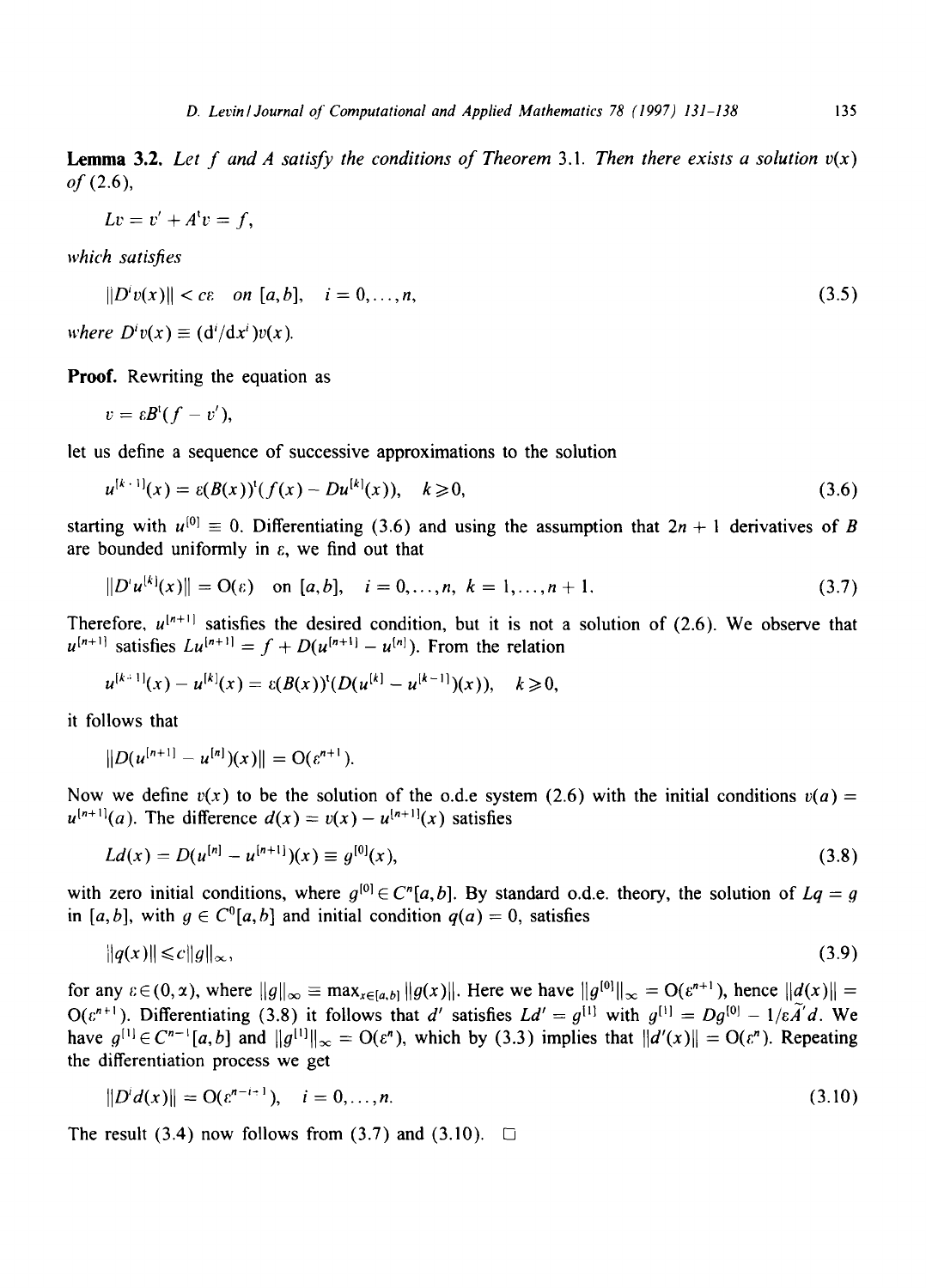**Lemma 3.2.** *Let $f$ and $A$ satisfy the conditions of Theorem* 3.1. *Then there exists a solution $v(x)$ of* (2.6),

$$Lv = v' + A^{\mathrm{t}}v = f,$$

*which satisfies*

$$\|D^i v(x)\| < c\varepsilon \quad \text{on } [a,b], \quad i = 0,\ldots,n, \tag{3.5}$$

*where $D^i v(x) \equiv (\mathrm{d}^i/\mathrm{d}x^i)v(x)$.*

**Proof.** Rewriting the equation as

$$v = \varepsilon B^{\mathrm{t}}(f - v'),$$

let us define a sequence of successive approximations to the solution

$$u^{[k+1]}(x) = \varepsilon(B(x))^{\mathrm{t}}(f(x) - Du^{[k]}(x)), \quad k \geqslant 0, \tag{3.6}$$

starting with $u^{[0]} \equiv 0$. Differentiating (3.6) and using the assumption that $2n+1$ derivatives of $B$ are bounded uniformly in $\varepsilon$, we find out that

$$\|D^i u^{[k]}(x)\| = \mathrm{O}(\varepsilon) \quad \text{on } [a,b], \quad i = 0,\ldots,n, \; k = 1,\ldots,n+1. \tag{3.7}$$

Therefore, $u^{[n+1]}$ satisfies the desired condition, but it is not a solution of (2.6). We observe that $u^{[n+1]}$ satisfies $Lu^{[n+1]} = f + D(u^{[n+1]} - u^{[n]})$. From the relation

$$u^{[k+1]}(x) - u^{[k]}(x) = \varepsilon(B(x))^{\mathrm{t}}(D(u^{[k]} - u^{[k-1]})(x)), \quad k \geqslant 0,$$

it follows that

$$\|D(u^{[n+1]} - u^{[n]})(x)\| = \mathrm{O}(\varepsilon^{n+1}).$$

Now we define $v(x)$ to be the solution of the o.d.e system (2.6) with the initial conditions $v(a) = u^{[n+1]}(a)$. The difference $d(x) = v(x) - u^{[n+1]}(x)$ satisfies

$$Ld(x) = D(u^{[n]} - u^{[n+1]})(x) \equiv g^{[0]}(x), \tag{3.8}$$

with zero initial conditions, where $g^{[0]} \in C^n[a,b]$. By standard o.d.e. theory, the solution of $Lq = g$ in $[a,b]$, with $g \in C^0[a,b]$ and initial condition $q(a) = 0$, satisfies

$$\|q(x)\| \leqslant c\|g\|_\infty, \tag{3.9}$$

for any $\varepsilon \in (0,\alpha)$, where $\|g\|_\infty \equiv \max_{x\in[a,b]}\|g(x)\|$. Here we have $\|g^{[0]}\|_\infty = \mathrm{O}(\varepsilon^{n+1})$, hence $\|d(x)\| = \mathrm{O}(\varepsilon^{n+1})$. Differentiating (3.8) it follows that $d'$ satisfies $Ld' = g^{[1]}$ with $g^{[1]} = Dg^{[0]} - 1/\varepsilon\tilde{A}'d$. We have $g^{[1]} \in C^{n-1}[a,b]$ and $\|g^{[1]}\|_\infty = \mathrm{O}(\varepsilon^n)$, which by (3.3) implies that $\|d'(x)\| = \mathrm{O}(\varepsilon^n)$. Repeating the differentiation process we get

$$\|D^i d(x)\| = \mathrm{O}(\varepsilon^{n-i+1}), \quad i = 0,\ldots,n. \tag{3.10}$$

The result (3.4) now follows from (3.7) and (3.10). $\square$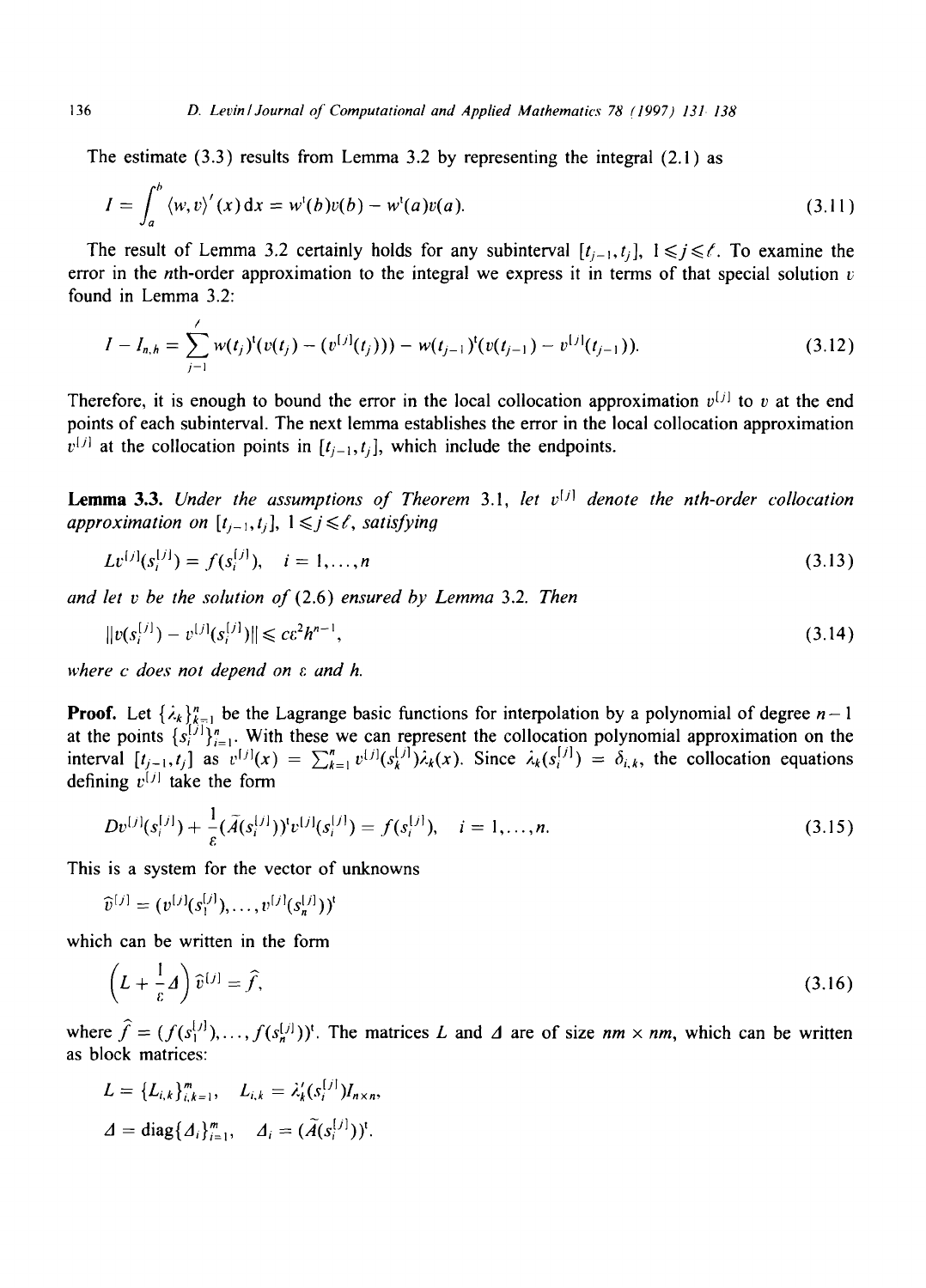The estimate (3.3) results from Lemma 3.2 by representing the integral (2.1) as

$$I = \int_a^b \langle w, v\rangle'(x)\,\mathrm{d}x = w^{\mathrm{t}}(b)v(b) - w^{\mathrm{t}}(a)v(a). \tag{3.11}$$

The result of Lemma 3.2 certainly holds for any subinterval $[t_{j-1}, t_j]$, $1 \leqslant j \leqslant \ell$. To examine the error in the $n$th-order approximation to the integral we express it in terms of that special solution $v$ found in Lemma 3.2:

$$I - I_{n,h} = \sum_{j=1}^{\ell} w(t_j)^{\mathrm{t}}(v(t_j) - (v^{[j]}(t_j))) - w(t_{j-1})^{\mathrm{t}}(v(t_{j-1}) - v^{[j]}(t_{j-1})). \tag{3.12}$$

Therefore, it is enough to bound the error in the local collocation approximation $v^{[j]}$ to $v$ at the end points of each subinterval. The next lemma establishes the error in the local collocation approximation $v^{[j]}$ at the collocation points in $[t_{j-1}, t_j]$, which include the endpoints.

**Lemma 3.3.** *Under the assumptions of Theorem* 3.1, *let $v^{[j]}$ denote the nth-order collocation approximation on $[t_{j-1}, t_j]$, $1 \leqslant j \leqslant \ell$, satisfying*

$$Lv^{[j]}(s_i^{[j]}) = f(s_i^{[j]}), \quad i = 1, \ldots, n \tag{3.13}$$

*and let $v$ be the solution of* (2.6) *ensured by Lemma* 3.2. *Then*

$$\|v(s_i^{[j]}) - v^{[j]}(s_i^{[j]})\| \leqslant c\varepsilon^2 h^{n-1}, \tag{3.14}$$

*where $c$ does not depend on $\varepsilon$ and $h$.*

**Proof.** Let $\{\lambda_k\}_{k=1}^n$ be the Lagrange basic functions for interpolation by a polynomial of degree $n-1$ at the points $\{s_i^{[j]}\}_{i=1}^n$. With these we can represent the collocation polynomial approximation on the interval $[t_{j-1}, t_j]$ as $v^{[j]}(x) = \sum_{k=1}^n v^{[j]}(s_k^{[j]})\lambda_k(x)$. Since $\lambda_k(s_i^{[j]}) = \delta_{i,k}$, the collocation equations defining $v^{[j]}$ take the form

$$Dv^{[j]}(s_i^{[j]}) + \frac{1}{\varepsilon}(\tilde{A}(s_i^{[j]}))^{\mathrm{t}} v^{[j]}(s_i^{[j]}) = f(s_i^{[j]}), \quad i = 1, \ldots, n. \tag{3.15}$$

This is a system for the vector of unknowns

$$\hat{v}^{[j]} = (v^{[j]}(s_1^{[j]}), \ldots, v^{[j]}(s_n^{[j]}))^{\mathrm{t}}$$

which can be written in the form

$$\left(L + \frac{1}{\varepsilon}\Delta\right)\hat{v}^{[j]} = \hat{f}, \tag{3.16}$$

where $\hat{f} = (f(s_1^{[j]}), \ldots, f(s_n^{[j]}))^{\mathrm{t}}$. The matrices $L$ and $\Delta$ are of size $nm \times nm$, which can be written as block matrices:

$$L = \{L_{i,k}\}_{i,k=1}^m, \quad L_{i,k} = \lambda_k'(s_i^{[j]}) I_{n\times n},$$

$$\Delta = \operatorname{diag}\{\Delta_i\}_{i=1}^m, \quad \Delta_i = (\tilde{A}(s_i^{[j]}))^{\mathrm{t}}.$$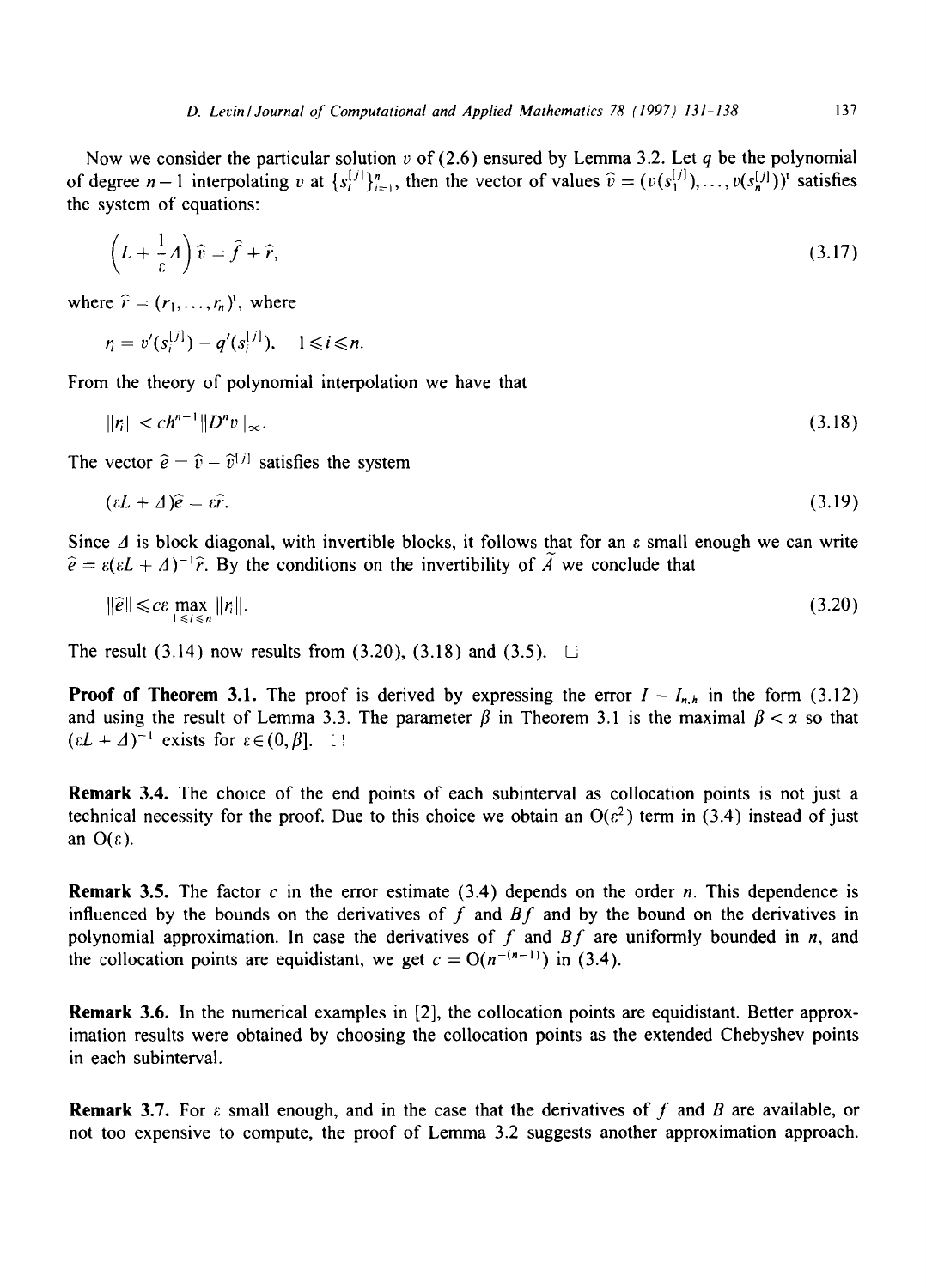Now we consider the particular solution $v$ of (2.6) ensured by Lemma 3.2. Let $q$ be the polynomial of degree $n-1$ interpolating $v$ at $\{s_i^{[j]}\}_{i=1}^n$, then the vector of values $\hat{v} = (v(s_1^{[j]}), \ldots, v(s_n^{[j]}))^t$ satisfies the system of equations:

$$\left(L + \frac{1}{\varepsilon}\Delta\right)\hat{v} = \hat{f} + \hat{r}, \tag{3.17}$$

where $\hat{r} = (r_1, \ldots, r_n)^t$, where

$$r_i = v'(s_i^{[j]}) - q'(s_i^{[j]}), \quad 1 \leqslant i \leqslant n.$$

From the theory of polynomial interpolation we have that

$$\|r_i\| < ch^{n-1}\|D^n v\|_\infty. \tag{3.18}$$

The vector $\hat{e} = \hat{v} - \hat{v}^{[j]}$ satisfies the system

$$(\varepsilon L + \Delta)\hat{e} = \varepsilon\hat{r}. \tag{3.19}$$

Since $\Delta$ is block diagonal, with invertible blocks, it follows that for an $\varepsilon$ small enough we can write $\hat{e} = \varepsilon(\varepsilon L + \Delta)^{-1}\hat{r}$. By the conditions on the invertibility of $\tilde{A}$ we conclude that

$$\|\hat{e}\| \leqslant c\varepsilon \max_{1 \leqslant i \leqslant n} \|r_i\|. \tag{3.20}$$

The result (3.14) now results from (3.20), (3.18) and (3.5). $\square$

**Proof of Theorem 3.1.** The proof is derived by expressing the error $I - I_{n,h}$ in the form (3.12) and using the result of Lemma 3.3. The parameter $\beta$ in Theorem 3.1 is the maximal $\beta < \alpha$ so that $(\varepsilon L + \Delta)^{-1}$ exists for $\varepsilon \in (0, \beta]$. $\square$

**Remark 3.4.** The choice of the end points of each subinterval as collocation points is not just a technical necessity for the proof. Due to this choice we obtain an $O(\varepsilon^2)$ term in (3.4) instead of just an $O(\varepsilon)$.

**Remark 3.5.** The factor $c$ in the error estimate (3.4) depends on the order $n$. This dependence is influenced by the bounds on the derivatives of $f$ and $Bf$ and by the bound on the derivatives in polynomial approximation. In case the derivatives of $f$ and $Bf$ are uniformly bounded in $n$, and the collocation points are equidistant, we get $c = O(n^{-(n-1)})$ in (3.4).

**Remark 3.6.** In the numerical examples in [2], the collocation points are equidistant. Better approximation results were obtained by choosing the collocation points as the extended Chebyshev points in each subinterval.

**Remark 3.7.** For $\varepsilon$ small enough, and in the case that the derivatives of $f$ and $B$ are available, or not too expensive to compute, the proof of Lemma 3.2 suggests another approximation approach.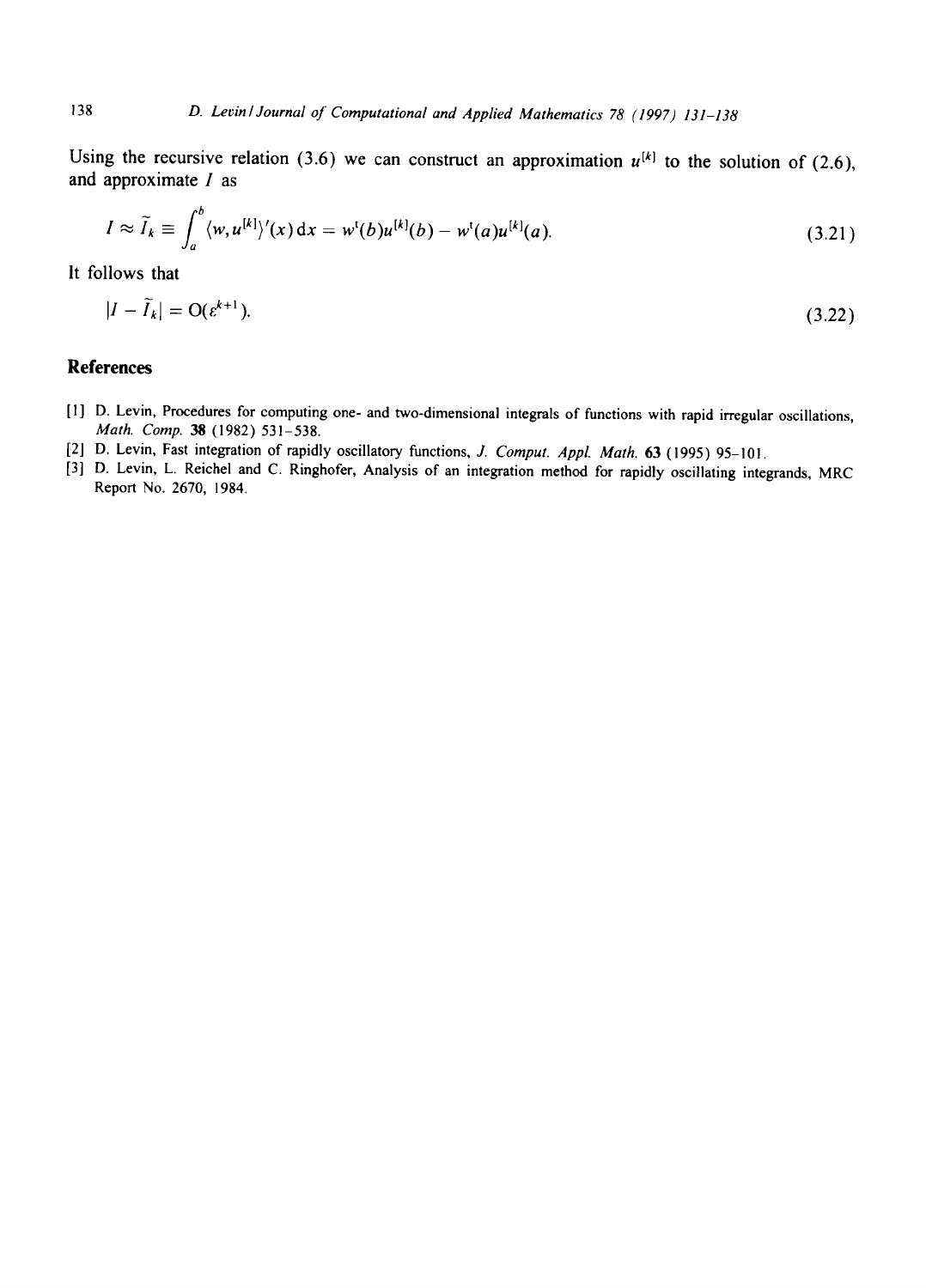Using the recursive relation (3.6) we can construct an approximation $u^{[k]}$ to the solution of (2.6), and approximate $I$ as

$$I \approx \tilde{I}_k \equiv \int_a^b \langle w, u^{[k]} \rangle'(x)\,\mathrm{d}x = w^{\mathrm{t}}(b)u^{[k]}(b) - w^{\mathrm{t}}(a)u^{[k]}(a). \tag{3.21}$$

It follows that

$$|I - \tilde{I}_k| = \mathrm{O}(\varepsilon^{k+1}). \tag{3.22}$$

## References

[1] D. Levin, Procedures for computing one- and two-dimensional integrals of functions with rapid irregular oscillations, *Math. Comp.* **38** (1982) 531–538.

[2] D. Levin, Fast integration of rapidly oscillatory functions, *J. Comput. Appl. Math.* **63** (1995) 95–101.

[3] D. Levin, L. Reichel and C. Ringhofer, Analysis of an integration method for rapidly oscillating integrands, MRC Report No. 2670, 1984.